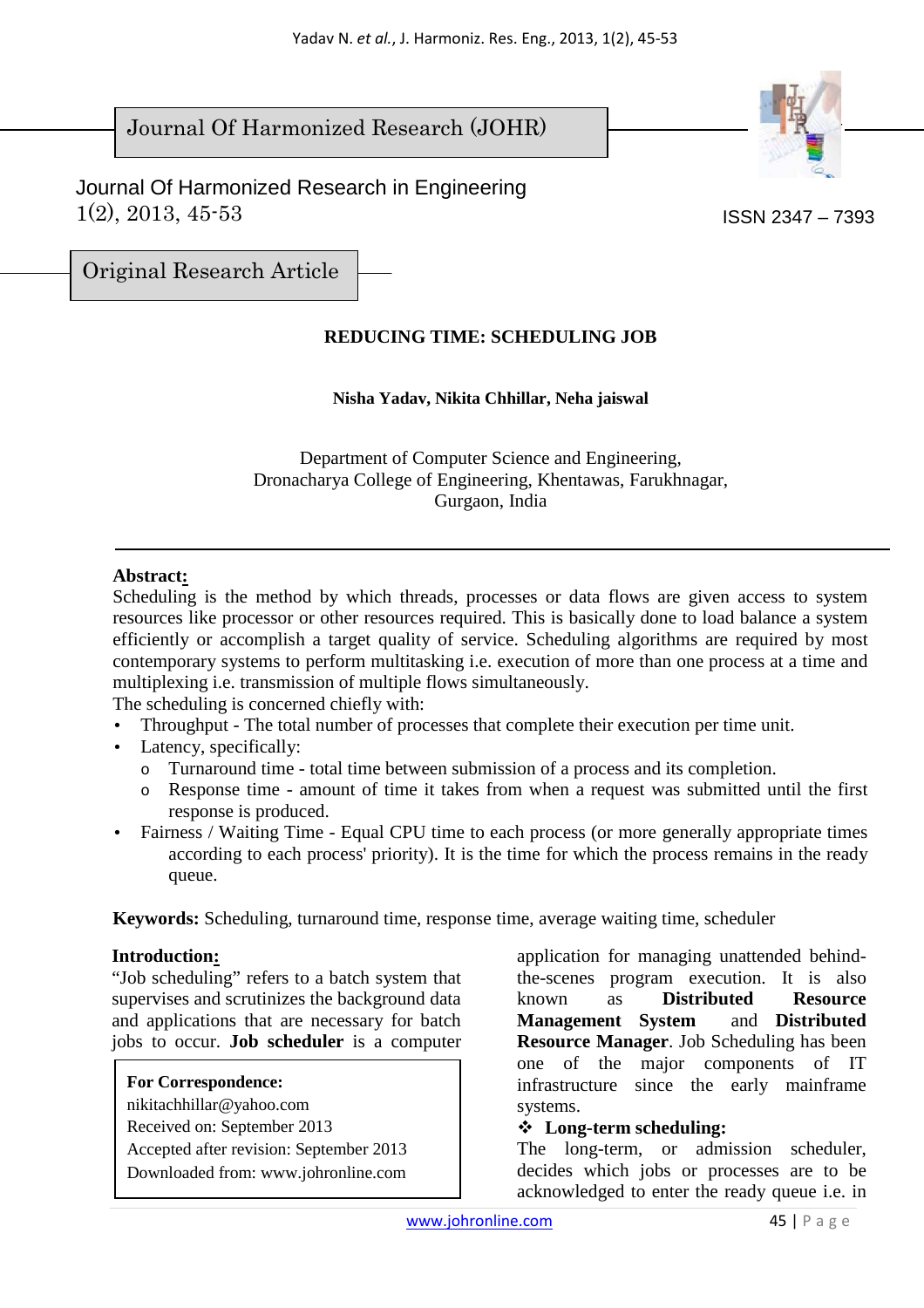Journal Of Harmonized Research (JOHR)

Journal Of Harmonized Research in Engineering
1(2), 2013, 45-53

ISSN 2347 – 7393

Original Research Article

# REDUCING TIME: SCHEDULING JOB

**Nisha Yadav, Nikita Chhillar, Neha jaiswal**

Department of Computer Science and Engineering,
Dronacharya College of Engineering, Khentawas, Farukhnagar,
Gurgaon, India

---

**Abstract:**
Scheduling is the method by which threads, processes or data flows are given access to system resources like processor or other resources required. This is basically done to load balance a system efficiently or accomplish a target quality of service. Scheduling algorithms are required by most contemporary systems to perform multitasking i.e. execution of more than one process at a time and multiplexing i.e. transmission of multiple flows simultaneously.
The scheduling is concerned chiefly with:

- Throughput - The total number of processes that complete their execution per time unit.
- Latency, specifically:
  - Turnaround time - total time between submission of a process and its completion.
  - Response time - amount of time it takes from when a request was submitted until the first response is produced.
- Fairness / Waiting Time - Equal CPU time to each process (or more generally appropriate times according to each process' priority). It is the time for which the process remains in the ready queue.

**Keywords:** Scheduling, turnaround time, response time, average waiting time, scheduler

**Introduction:**
"Job scheduling" refers to a batch system that supervises and scrutinizes the background data and applications that are necessary for batch jobs to occur. **Job scheduler** is a computer application for managing unattended behind-the-scenes program execution. It is also known as **Distributed Resource Management System** and **Distributed Resource Manager**. Job Scheduling has been one of the major components of IT infrastructure since the early mainframe systems.

> **For Correspondence:**
> nikitachhillar@yahoo.com
> Received on: September 2013
> Accepted after revision: September 2013
> Downloaded from: www.johronline.com

❖ **Long-term scheduling:**
The long-term, or admission scheduler, decides which jobs or processes are to be acknowledged to enter the ready queue i.e. in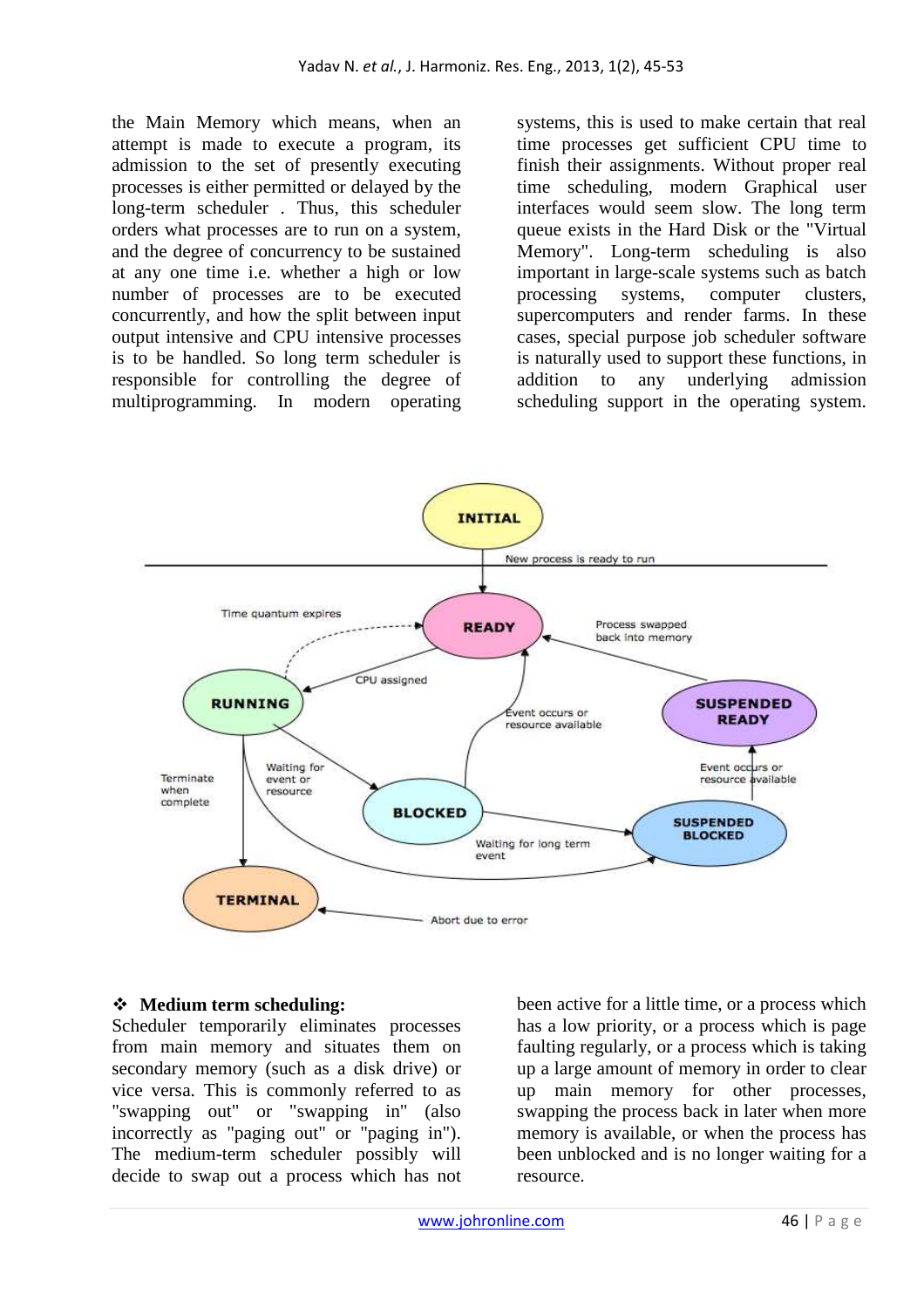the Main Memory which means, when an attempt is made to execute a program, its admission to the set of presently executing processes is either permitted or delayed by the long-term scheduler . Thus, this scheduler orders what processes are to run on a system, and the degree of concurrency to be sustained at any one time i.e. whether a high or low number of processes are to be executed concurrently, and how the split between input output intensive and CPU intensive processes is to be handled. So long term scheduler is responsible for controlling the degree of multiprogramming. In modern operating systems, this is used to make certain that real time processes get sufficient CPU time to finish their assignments. Without proper real time scheduling, modern Graphical user interfaces would seem slow. The long term queue exists in the Hard Disk or the "Virtual Memory". Long-term scheduling is also important in large-scale systems such as batch processing systems, computer clusters, supercomputers and render farms. In these cases, special purpose job scheduler software is naturally used to support these functions, in addition to any underlying admission scheduling support in the operating system.

❖ **Medium term scheduling:**
Scheduler temporarily eliminates processes from main memory and situates them on secondary memory (such as a disk drive) or vice versa. This is commonly referred to as "swapping out" or "swapping in" (also incorrectly as "paging out" or "paging in"). The medium-term scheduler possibly will decide to swap out a process which has not been active for a little time, or a process which has a low priority, or a process which is page faulting regularly, or a process which is taking up a large amount of memory in order to clear up main memory for other processes, swapping the process back in later when more memory is available, or when the process has been unblocked and is no longer waiting for a resource.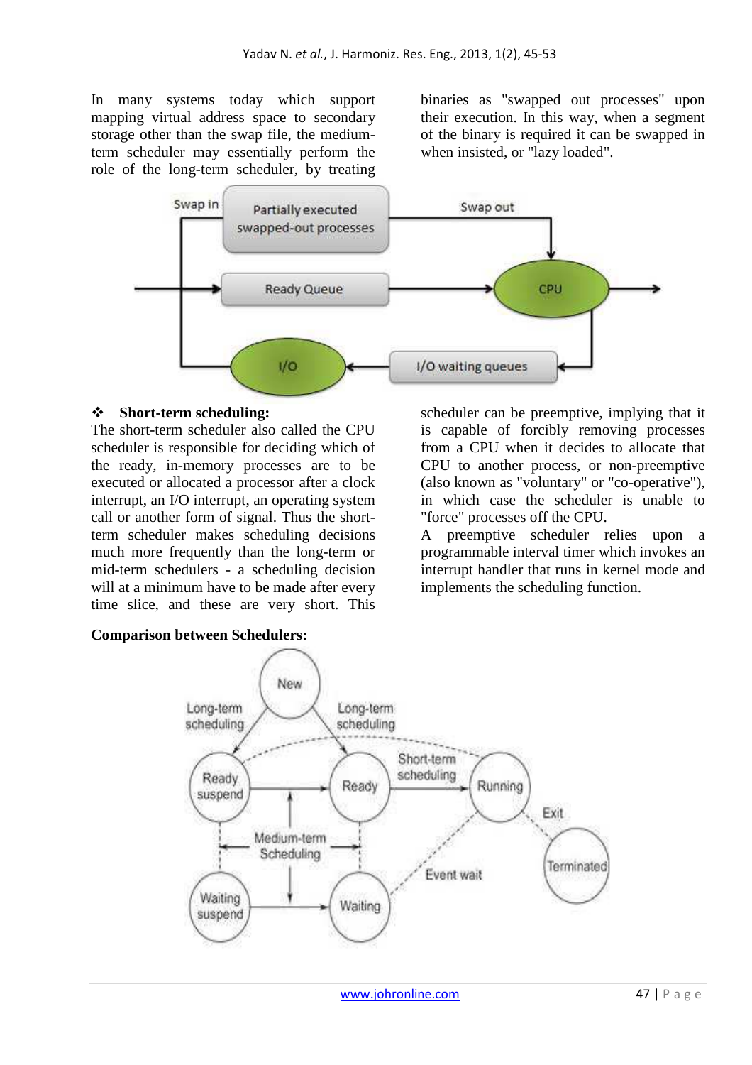In many systems today which support mapping virtual address space to secondary storage other than the swap file, the medium-term scheduler may essentially perform the role of the long-term scheduler, by treating binaries as "swapped out processes" upon their execution. In this way, when a segment of the binary is required it can be swapped in when insisted, or "lazy loaded".

### ❖ Short-term scheduling:

The short-term scheduler also called the CPU scheduler is responsible for deciding which of the ready, in-memory processes are to be executed or allocated a processor after a clock interrupt, an I/O interrupt, an operating system call or another form of signal. Thus the short-term scheduler makes scheduling decisions much more frequently than the long-term or mid-term schedulers - a scheduling decision will at a minimum have to be made after every time slice, and these are very short. This scheduler can be preemptive, implying that it is capable of forcibly removing processes from a CPU when it decides to allocate that CPU to another process, or non-preemptive (also known as "voluntary" or "co-operative"), in which case the scheduler is unable to "force" processes off the CPU.

A preemptive scheduler relies upon a programmable interval timer which invokes an interrupt handler that runs in kernel mode and implements the scheduling function.

**Comparison between Schedulers:**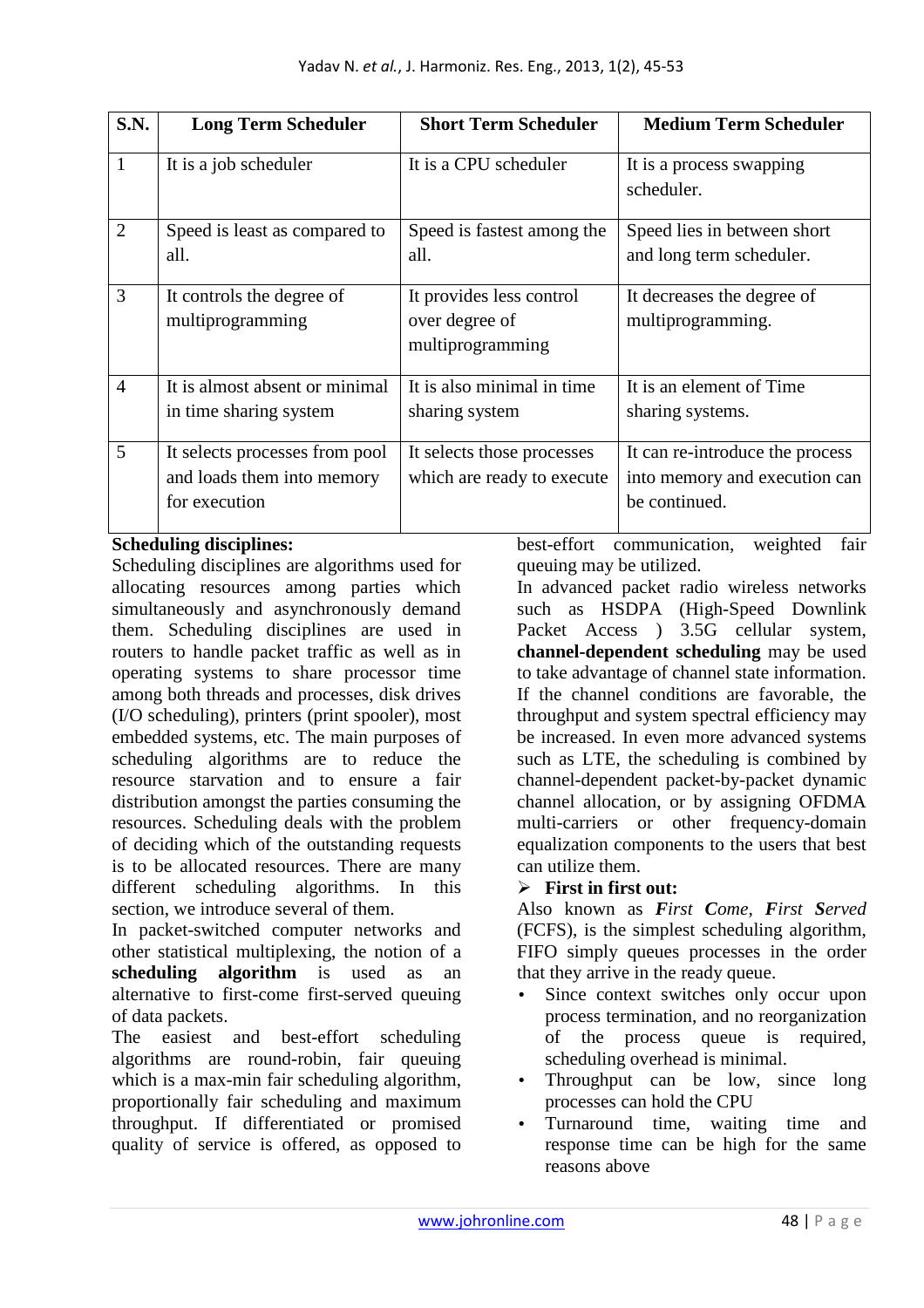| S.N. | Long Term Scheduler | Short Term Scheduler | Medium Term Scheduler |
|---|---|---|---|
| 1 | It is a job scheduler | It is a CPU scheduler | It is a process swapping scheduler. |
| 2 | Speed is least as compared to all. | Speed is fastest among the all. | Speed lies in between short and long term scheduler. |
| 3 | It controls the degree of multiprogramming | It provides less control over degree of multiprogramming | It decreases the degree of multiprogramming. |
| 4 | It is almost absent or minimal in time sharing system | It is also minimal in time sharing system | It is an element of Time sharing systems. |
| 5 | It selects processes from pool and loads them into memory for execution | It selects those processes which are ready to execute | It can re-introduce the process into memory and execution can be continued. |

**Scheduling disciplines:**

Scheduling disciplines are algorithms used for allocating resources among parties which simultaneously and asynchronously demand them. Scheduling disciplines are used in routers to handle packet traffic as well as in operating systems to share processor time among both threads and processes, disk drives (I/O scheduling), printers (print spooler), most embedded systems, etc. The main purposes of scheduling algorithms are to reduce the resource starvation and to ensure a fair distribution amongst the parties consuming the resources. Scheduling deals with the problem of deciding which of the outstanding requests is to be allocated resources. There are many different scheduling algorithms. In this section, we introduce several of them.

In packet-switched computer networks and other statistical multiplexing, the notion of a **scheduling algorithm** is used as an alternative to first-come first-served queuing of data packets.

The easiest and best-effort scheduling algorithms are round-robin, fair queuing which is a max-min fair scheduling algorithm, proportionally fair scheduling and maximum throughput. If differentiated or promised quality of service is offered, as opposed to best-effort communication, weighted fair queuing may be utilized.

In advanced packet radio wireless networks such as HSDPA (High-Speed Downlink Packet Access ) 3.5G cellular system, **channel-dependent scheduling** may be used to take advantage of channel state information. If the channel conditions are favorable, the throughput and system spectral efficiency may be increased. In even more advanced systems such as LTE, the scheduling is combined by channel-dependent packet-by-packet dynamic channel allocation, or by assigning OFDMA multi-carriers or other frequency-domain equalization components to the users that best can utilize them.

- **First in first out:**

Also known as ***F****irst* ***C****ome*, ***F****irst* ***S****erved* (FCFS), is the simplest scheduling algorithm, FIFO simply queues processes in the order that they arrive in the ready queue.

- Since context switches only occur upon process termination, and no reorganization of the process queue is required, scheduling overhead is minimal.
- Throughput can be low, since long processes can hold the CPU
- Turnaround time, waiting time and response time can be high for the same reasons above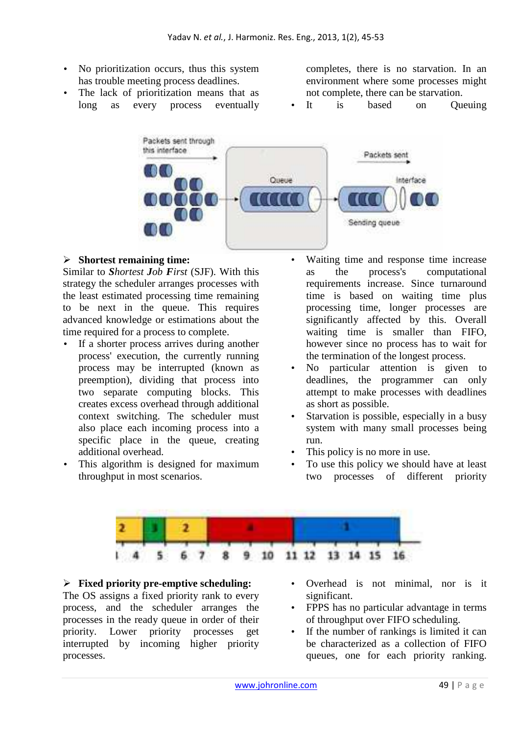- No prioritization occurs, thus this system has trouble meeting process deadlines.
- The lack of prioritization means that as long as every process eventually completes, there is no starvation. In an environment where some processes might not complete, there can be starvation.
- It is based on Queuing

### ➢ Shortest remaining time:

Similar to ***Shortest Job First*** (SJF). With this strategy the scheduler arranges processes with the least estimated processing time remaining to be next in the queue. This requires advanced knowledge or estimations about the time required for a process to complete.

- If a shorter process arrives during another process' execution, the currently running process may be interrupted (known as preemption), dividing that process into two separate computing blocks. This creates excess overhead through additional context switching. The scheduler must also place each incoming process into a specific place in the queue, creating additional overhead.
- This algorithm is designed for maximum throughput in most scenarios.
- Waiting time and response time increase as the process's computational requirements increase. Since turnaround time is based on waiting time plus processing time, longer processes are significantly affected by this. Overall waiting time is smaller than FIFO, however since no process has to wait for the termination of the longest process.
- No particular attention is given to deadlines, the programmer can only attempt to make processes with deadlines as short as possible.
- Starvation is possible, especially in a busy system with many small processes being run.
- This policy is no more in use.
- To use this policy we should have at least two processes of different priority

### ➢ Fixed priority pre-emptive scheduling:

The OS assigns a fixed priority rank to every process, and the scheduler arranges the processes in the ready queue in order of their priority. Lower priority processes get interrupted by incoming higher priority processes.

- Overhead is not minimal, nor is it significant.
- FPPS has no particular advantage in terms of throughput over FIFO scheduling.
- If the number of rankings is limited it can be characterized as a collection of FIFO queues, one for each priority ranking.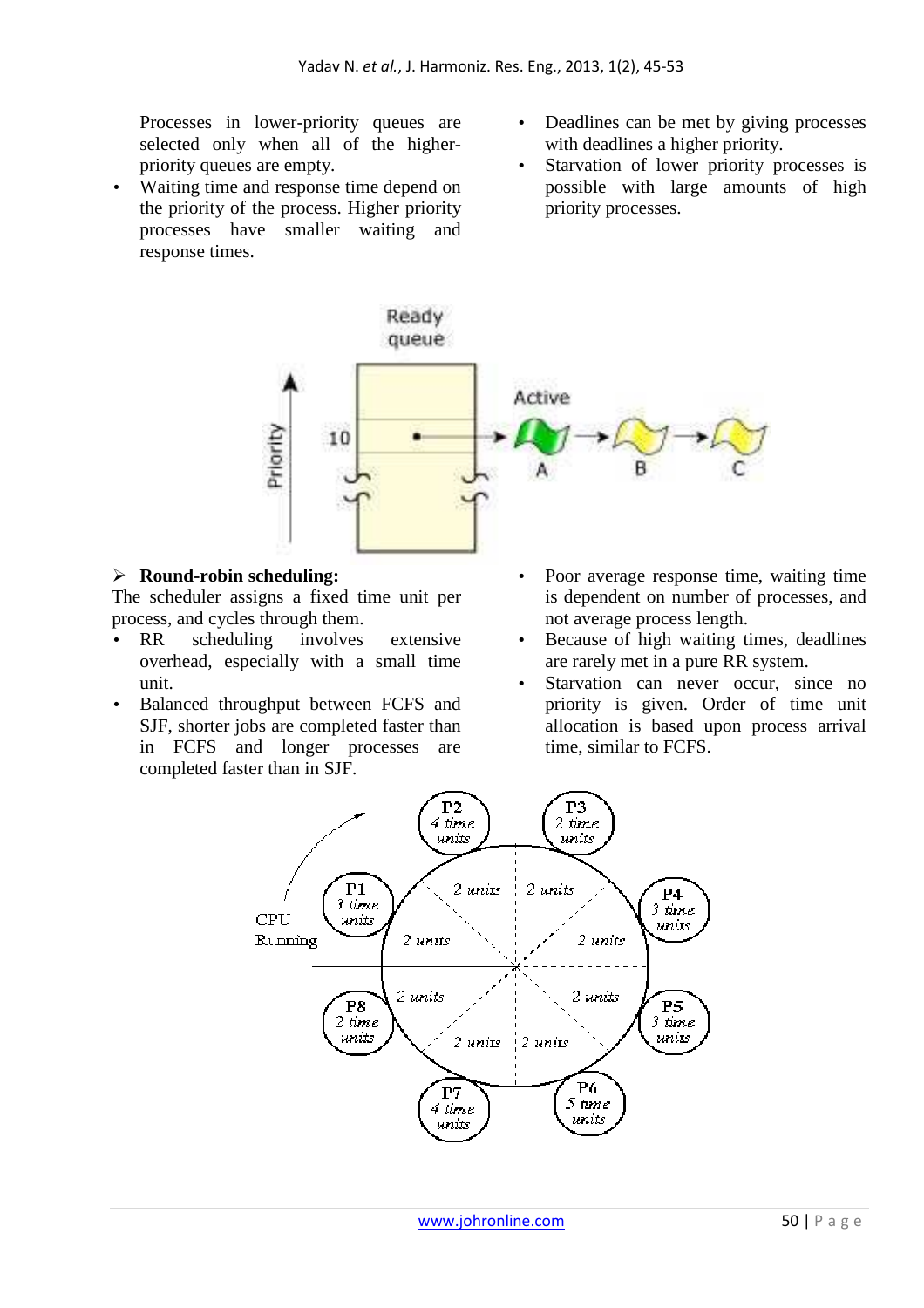Processes in lower-priority queues are selected only when all of the higher-priority queues are empty.

- Waiting time and response time depend on the priority of the process. Higher priority processes have smaller waiting and response times.
- Deadlines can be met by giving processes with deadlines a higher priority.
- Starvation of lower priority processes is possible with large amounts of high priority processes.

## ➢ Round-robin scheduling:

The scheduler assigns a fixed time unit per process, and cycles through them.

- RR scheduling involves extensive overhead, especially with a small time unit.
- Balanced throughput between FCFS and SJF, shorter jobs are completed faster than in FCFS and longer processes are completed faster than in SJF.
- Poor average response time, waiting time is dependent on number of processes, and not average process length.
- Because of high waiting times, deadlines are rarely met in a pure RR system.
- Starvation can never occur, since no priority is given. Order of time unit allocation is based upon process arrival time, similar to FCFS.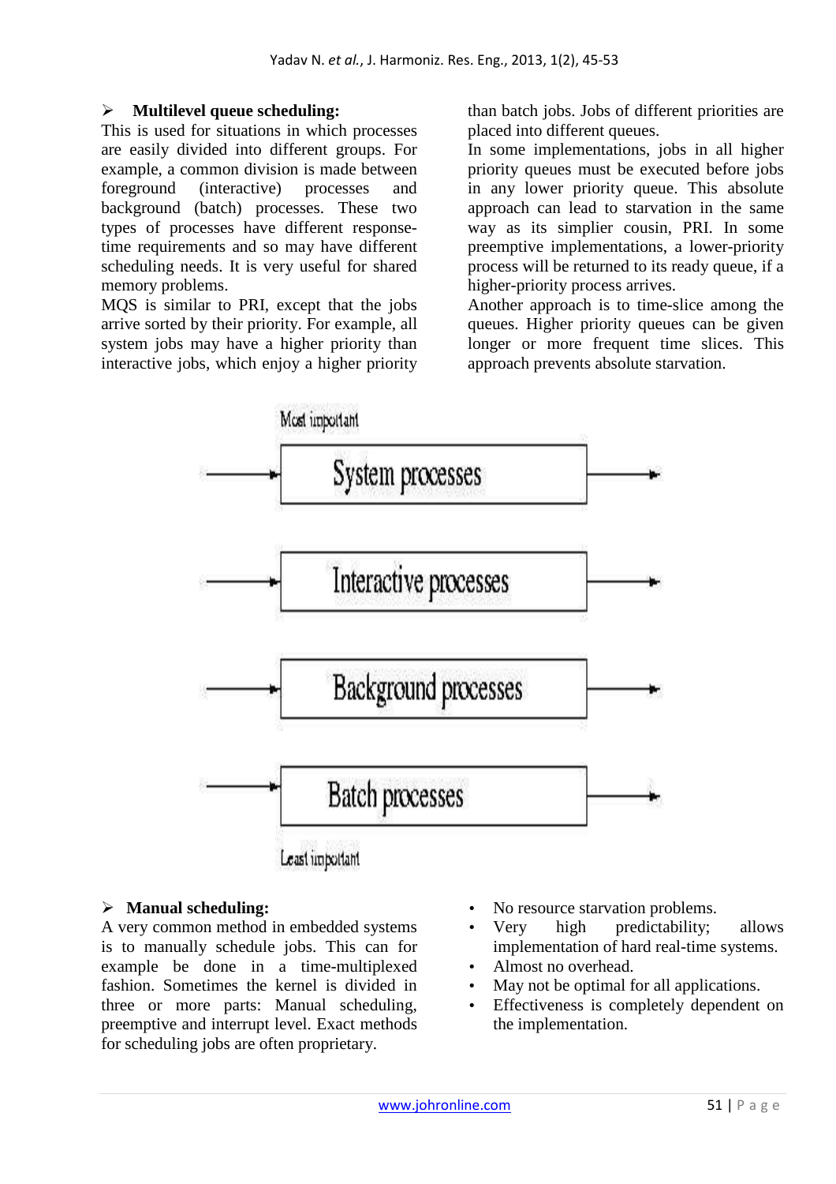- **Multilevel queue scheduling:**

This is used for situations in which processes are easily divided into different groups. For example, a common division is made between foreground (interactive) processes and background (batch) processes. These two types of processes have different response-time requirements and so may have different scheduling needs. It is very useful for shared memory problems.

MQS is similar to PRI, except that the jobs arrive sorted by their priority. For example, all system jobs may have a higher priority than interactive jobs, which enjoy a higher priority than batch jobs. Jobs of different priorities are placed into different queues.

In some implementations, jobs in all higher priority queues must be executed before jobs in any lower priority queue. This absolute approach can lead to starvation in the same way as its simplier cousin, PRI. In some preemptive implementations, a lower-priority process will be returned to its ready queue, if a higher-priority process arrives.

Another approach is to time-slice among the queues. Higher priority queues can be given longer or more frequent time slices. This approach prevents absolute starvation.

Most important

System processes

Interactive processes

Background processes

Batch processes

Least important

- **Manual scheduling:**

A very common method in embedded systems is to manually schedule jobs. This can for example be done in a time-multiplexed fashion. Sometimes the kernel is divided in three or more parts: Manual scheduling, preemptive and interrupt level. Exact methods for scheduling jobs are often proprietary.

- No resource starvation problems.
- Very high predictability; allows implementation of hard real-time systems.
- Almost no overhead.
- May not be optimal for all applications.
- Effectiveness is completely dependent on the implementation.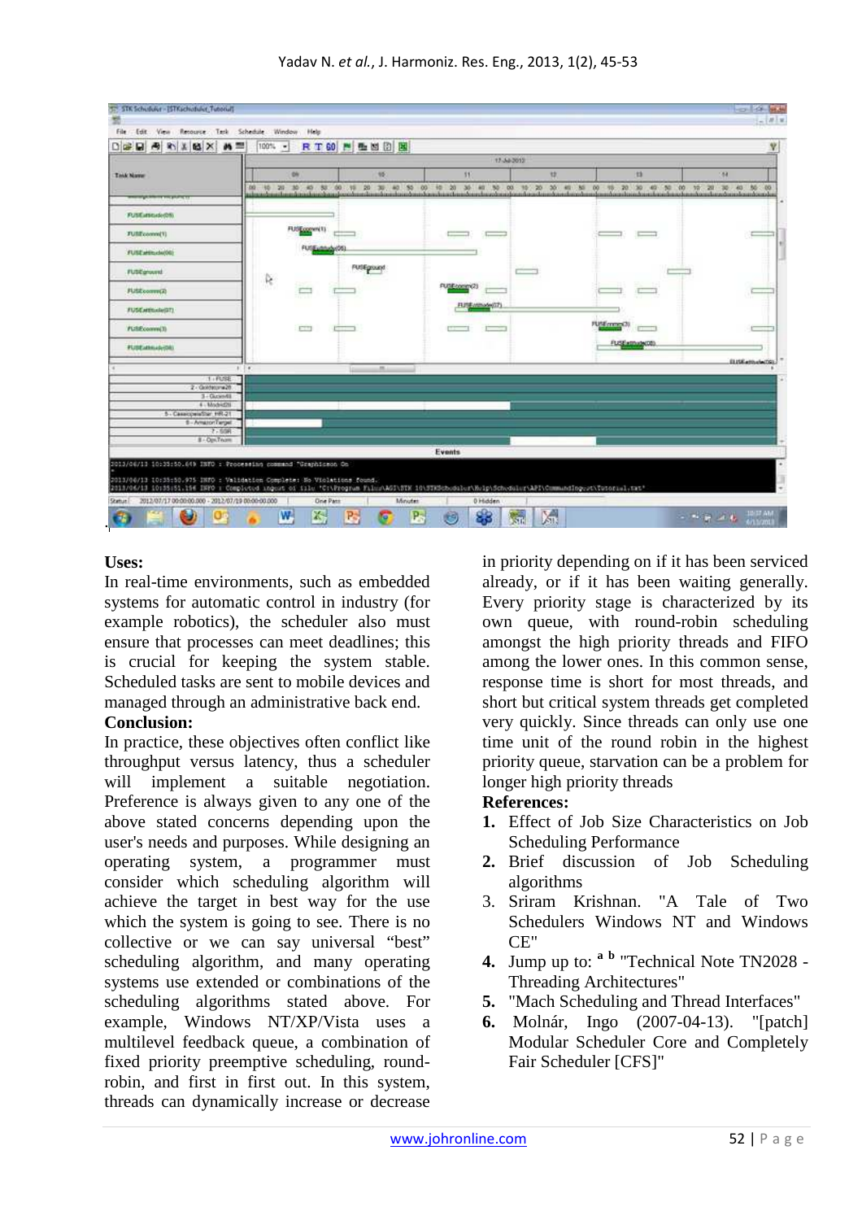**Uses:**

In real-time environments, such as embedded systems for automatic control in industry (for example robotics), the scheduler also must ensure that processes can meet deadlines; this is crucial for keeping the system stable. Scheduled tasks are sent to mobile devices and managed through an administrative back end.

**Conclusion:**

In practice, these objectives often conflict like throughput versus latency, thus a scheduler will implement a suitable negotiation. Preference is always given to any one of the above stated concerns depending upon the user's needs and purposes. While designing an operating system, a programmer must consider which scheduling algorithm will achieve the target in best way for the use which the system is going to see. There is no collective or we can say universal "best" scheduling algorithm, and many operating systems use extended or combinations of the scheduling algorithms stated above. For example, Windows NT/XP/Vista uses a multilevel feedback queue, a combination of fixed priority preemptive scheduling, round-robin, and first in first out. In this system, threads can dynamically increase or decrease in priority depending on if it has been serviced already, or if it has been waiting generally. Every priority stage is characterized by its own queue, with round-robin scheduling amongst the high priority threads and FIFO among the lower ones. In this common sense, response time is short for most threads, and short but critical system threads get completed very quickly. Since threads can only use one time unit of the round robin in the highest priority queue, starvation can be a problem for longer high priority threads

**References:**

1. Effect of Job Size Characteristics on Job Scheduling Performance
2. Brief discussion of Job Scheduling algorithms
3. Sriram Krishnan. "A Tale of Two Schedulers Windows NT and Windows CE"
4. Jump up to: [a] [b] "Technical Note TN2028 - Threading Architectures"
5. "Mach Scheduling and Thread Interfaces"
6. Molnár, Ingo (2007-04-13). "[patch] Modular Scheduler Core and Completely Fair Scheduler [CFS]"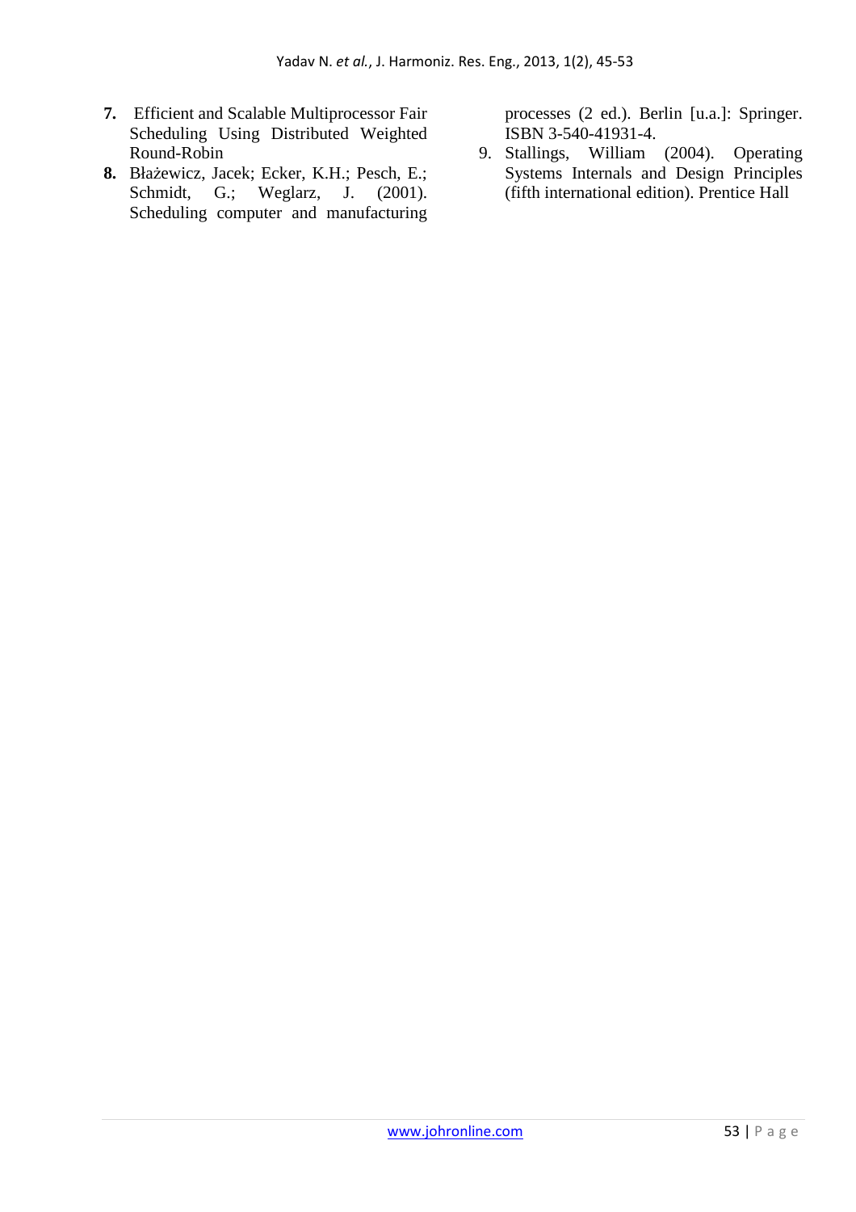7. Efficient and Scalable Multiprocessor Fair Scheduling Using Distributed Weighted Round-Robin
8. Błażewicz, Jacek; Ecker, K.H.; Pesch, E.; Schmidt, G.; Weglarz, J. (2001). Scheduling computer and manufacturing processes (2 ed.). Berlin [u.a.]: Springer. ISBN 3-540-41931-4.
9. Stallings, William (2004). Operating Systems Internals and Design Principles (fifth international edition). Prentice Hall